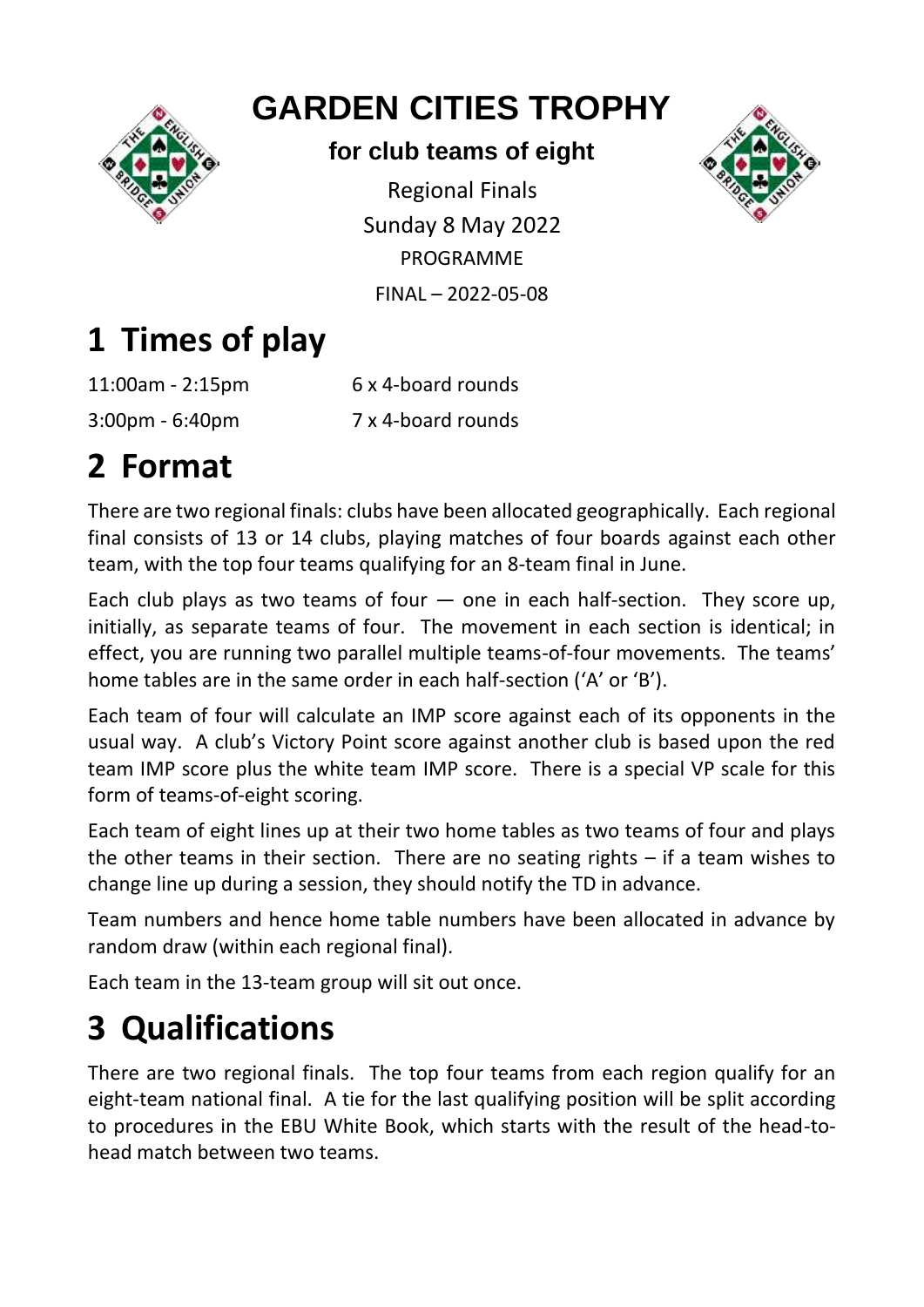# GARDEN CITIES TROPHY

**for club teams of eight**

Regional Finals

Sunday 8 May 2022

PROGRAMME

FINAL – 2022-05-08

## 1 Times of play

| | |
|---|---|
| 11:00am - 2:15pm | 6 x 4-board rounds |
| 3:00pm - 6:40pm | 7 x 4-board rounds |

## 2 Format

There are two regional finals: clubs have been allocated geographically. Each regional final consists of 13 or 14 clubs, playing matches of four boards against each other team, with the top four teams qualifying for an 8-team final in June.

Each club plays as two teams of four — one in each half-section. They score up, initially, as separate teams of four. The movement in each section is identical; in effect, you are running two parallel multiple teams-of-four movements. The teams' home tables are in the same order in each half-section ('A' or 'B').

Each team of four will calculate an IMP score against each of its opponents in the usual way. A club's Victory Point score against another club is based upon the red team IMP score plus the white team IMP score. There is a special VP scale for this form of teams-of-eight scoring.

Each team of eight lines up at their two home tables as two teams of four and plays the other teams in their section. There are no seating rights – if a team wishes to change line up during a session, they should notify the TD in advance.

Team numbers and hence home table numbers have been allocated in advance by random draw (within each regional final).

Each team in the 13-team group will sit out once.

## 3 Qualifications

There are two regional finals. The top four teams from each region qualify for an eight-team national final. A tie for the last qualifying position will be split according to procedures in the EBU White Book, which starts with the result of the head-to-head match between two teams.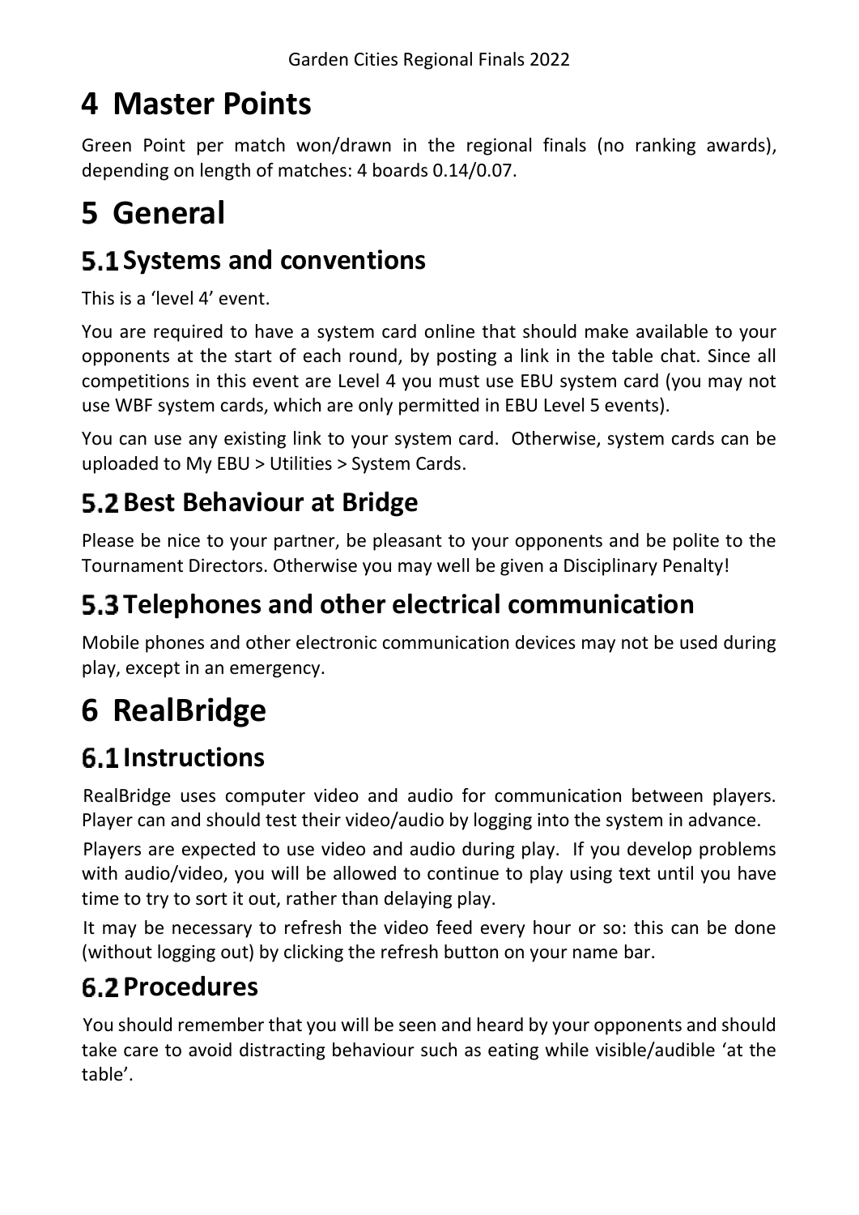# 4 Master Points

Green Point per match won/drawn in the regional finals (no ranking awards), depending on length of matches: 4 boards 0.14/0.07.

# 5 General

## 5.1 Systems and conventions

This is a 'level 4' event.

You are required to have a system card online that should make available to your opponents at the start of each round, by posting a link in the table chat. Since all competitions in this event are Level 4 you must use EBU system card (you may not use WBF system cards, which are only permitted in EBU Level 5 events).

You can use any existing link to your system card. Otherwise, system cards can be uploaded to My EBU > Utilities > System Cards.

## 5.2 Best Behaviour at Bridge

Please be nice to your partner, be pleasant to your opponents and be polite to the Tournament Directors. Otherwise you may well be given a Disciplinary Penalty!

## 5.3 Telephones and other electrical communication

Mobile phones and other electronic communication devices may not be used during play, except in an emergency.

# 6 RealBridge

## 6.1 Instructions

RealBridge uses computer video and audio for communication between players. Player can and should test their video/audio by logging into the system in advance.

Players are expected to use video and audio during play. If you develop problems with audio/video, you will be allowed to continue to play using text until you have time to try to sort it out, rather than delaying play.

It may be necessary to refresh the video feed every hour or so: this can be done (without logging out) by clicking the refresh button on your name bar.

## 6.2 Procedures

You should remember that you will be seen and heard by your opponents and should take care to avoid distracting behaviour such as eating while visible/audible 'at the table'.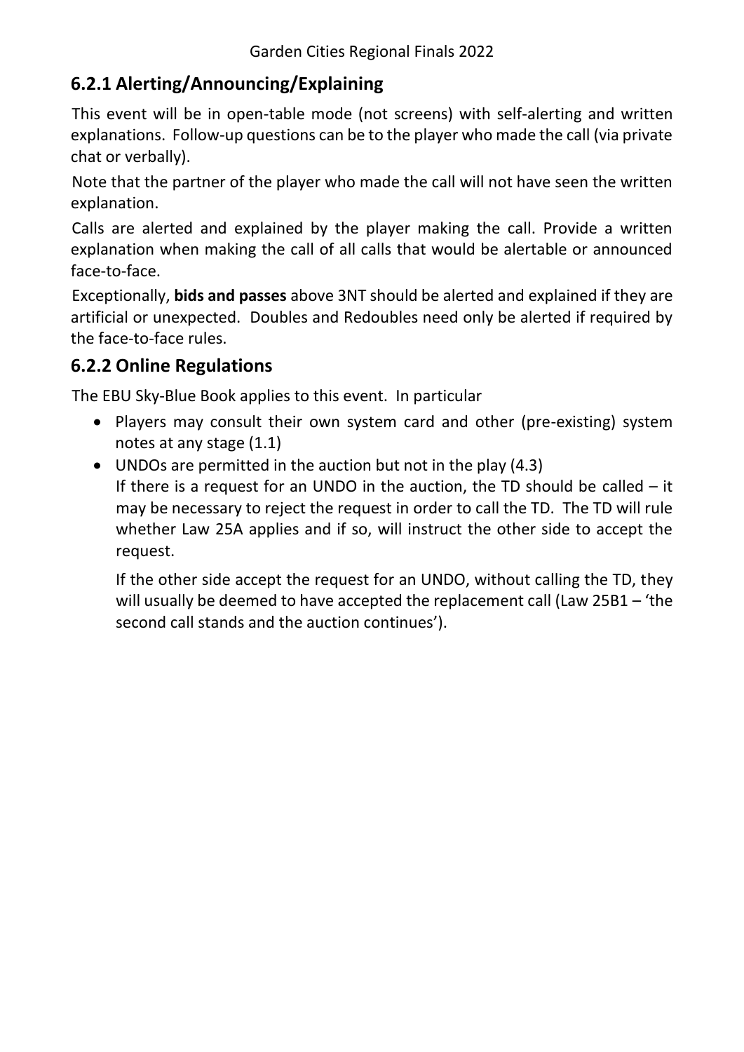## 6.2.1 Alerting/Announcing/Explaining

This event will be in open-table mode (not screens) with self-alerting and written explanations. Follow-up questions can be to the player who made the call (via private chat or verbally).

Note that the partner of the player who made the call will not have seen the written explanation.

Calls are alerted and explained by the player making the call. Provide a written explanation when making the call of all calls that would be alertable or announced face-to-face.

Exceptionally, **bids and passes** above 3NT should be alerted and explained if they are artificial or unexpected. Doubles and Redoubles need only be alerted if required by the face-to-face rules.

## 6.2.2 Online Regulations

The EBU Sky-Blue Book applies to this event. In particular

- Players may consult their own system card and other (pre-existing) system notes at any stage (1.1)
- UNDOs are permitted in the auction but not in the play (4.3)
  If there is a request for an UNDO in the auction, the TD should be called – it may be necessary to reject the request in order to call the TD. The TD will rule whether Law 25A applies and if so, will instruct the other side to accept the request.

  If the other side accept the request for an UNDO, without calling the TD, they will usually be deemed to have accepted the replacement call (Law 25B1 – 'the second call stands and the auction continues').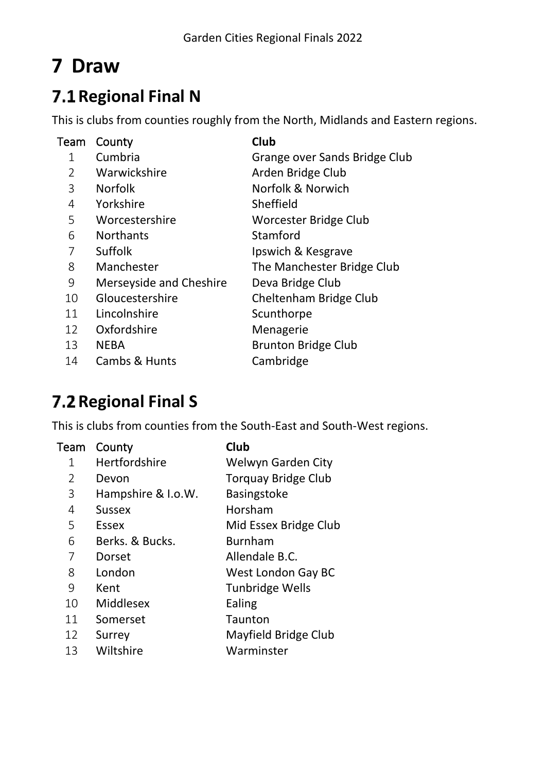# 7 Draw

## 7.1 Regional Final N

This is clubs from counties roughly from the North, Midlands and Eastern regions.

| Team | County | Club |
|---|---|---|
| 1 | Cumbria | Grange over Sands Bridge Club |
| 2 | Warwickshire | Arden Bridge Club |
| 3 | Norfolk | Norfolk & Norwich |
| 4 | Yorkshire | Sheffield |
| 5 | Worcestershire | Worcester Bridge Club |
| 6 | Northants | Stamford |
| 7 | Suffolk | Ipswich & Kesgrave |
| 8 | Manchester | The Manchester Bridge Club |
| 9 | Merseyside and Cheshire | Deva Bridge Club |
| 10 | Gloucestershire | Cheltenham Bridge Club |
| 11 | Lincolnshire | Scunthorpe |
| 12 | Oxfordshire | Menagerie |
| 13 | NEBA | Brunton Bridge Club |
| 14 | Cambs & Hunts | Cambridge |

## 7.2 Regional Final S

This is clubs from counties from the South-East and South-West regions.

| Team | County | Club |
|---|---|---|
| 1 | Hertfordshire | Welwyn Garden City |
| 2 | Devon | Torquay Bridge Club |
| 3 | Hampshire & I.o.W. | Basingstoke |
| 4 | Sussex | Horsham |
| 5 | Essex | Mid Essex Bridge Club |
| 6 | Berks. & Bucks. | Burnham |
| 7 | Dorset | Allendale B.C. |
| 8 | London | West London Gay BC |
| 9 | Kent | Tunbridge Wells |
| 10 | Middlesex | Ealing |
| 11 | Somerset | Taunton |
| 12 | Surrey | Mayfield Bridge Club |
| 13 | Wiltshire | Warminster |